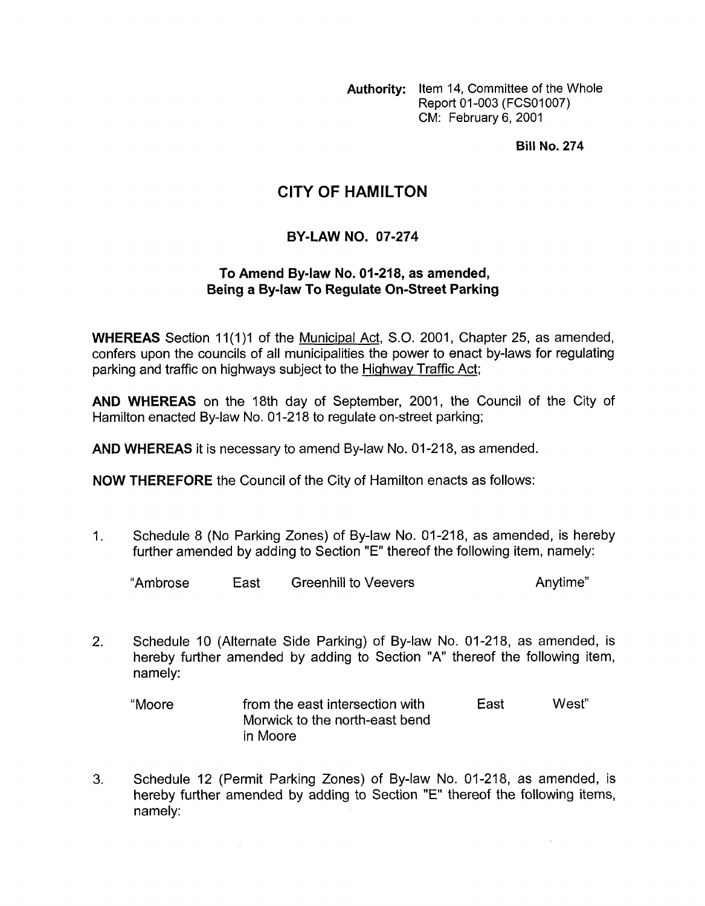**Authority:** Item 14, Committee of the Whole
Report 01-003 (FCS01007)
CM: February 6, 2001

**Bill No. 274**

# CITY OF HAMILTON

## BY-LAW NO. 07-274

### To Amend By-law No. 01-218, as amended, Being a By-law To Regulate On-Street Parking

**WHEREAS** Section 11(1)1 of the Municipal Act, S.O. 2001, Chapter 25, as amended, confers upon the councils of all municipalities the power to enact by-laws for regulating parking and traffic on highways subject to the Highway Traffic Act;

**AND WHEREAS** on the 18th day of September, 2001, the Council of the City of Hamilton enacted By-law No. 01-218 to regulate on-street parking;

**AND WHEREAS** it is necessary to amend By-law No. 01-218, as amended.

**NOW THEREFORE** the Council of the City of Hamilton enacts as follows:

1. Schedule 8 (No Parking Zones) of By-law No. 01-218, as amended, is hereby further amended by adding to Section "E" thereof the following item, namely:

| "Ambrose | East | Greenhill to Veevers | Anytime" |
|---|---|---|---|

2. Schedule 10 (Alternate Side Parking) of By-law No. 01-218, as amended, is hereby further amended by adding to Section "A" thereof the following item, namely:

| "Moore | from the east intersection with Morwick to the north-east bend in Moore | East | West" |
|---|---|---|---|

3. Schedule 12 (Permit Parking Zones) of By-law No. 01-218, as amended, is hereby further amended by adding to Section "E" thereof the following items, namely: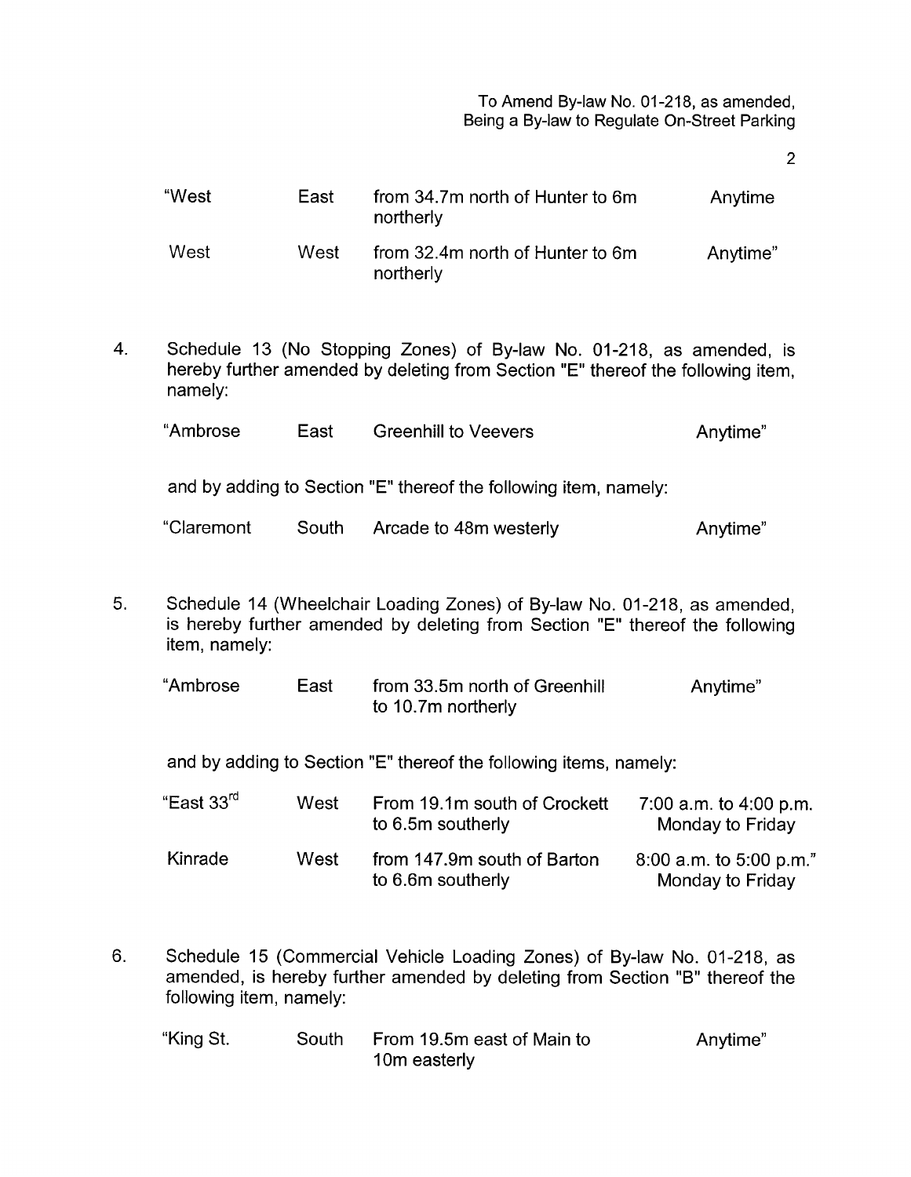| | | | |
|---|---|---|---|
| "West | East | from 34.7m north of Hunter to 6m northerly | Anytime |
| West | West | from 32.4m north of Hunter to 6m northerly | Anytime" |

4. Schedule 13 (No Stopping Zones) of By-law No. 01-218, as amended, is hereby further amended by deleting from Section "E" thereof the following item, namely:

| | | | |
|---|---|---|---|
| "Ambrose | East | Greenhill to Veevers | Anytime" |

and by adding to Section "E" thereof the following item, namely:

| | | | |
|---|---|---|---|
| "Claremont | South | Arcade to 48m westerly | Anytime" |

5. Schedule 14 (Wheelchair Loading Zones) of By-law No. 01-218, as amended, is hereby further amended by deleting from Section "E" thereof the following item, namely:

| | | | |
|---|---|---|---|
| "Ambrose | East | from 33.5m north of Greenhill to 10.7m northerly | Anytime" |

and by adding to Section "E" thereof the following items, namely:

| | | | |
|---|---|---|---|
| "East 33rd | West | From 19.1m south of Crockett to 6.5m southerly | 7:00 a.m. to 4:00 p.m. Monday to Friday |
| Kinrade | West | from 147.9m south of Barton to 6.6m southerly | 8:00 a.m. to 5:00 p.m." Monday to Friday |

6. Schedule 15 (Commercial Vehicle Loading Zones) of By-law No. 01-218, as amended, is hereby further amended by deleting from Section "B" thereof the following item, namely:

| | | | |
|---|---|---|---|
| "King St. | South | From 19.5m east of Main to 10m easterly | Anytime" |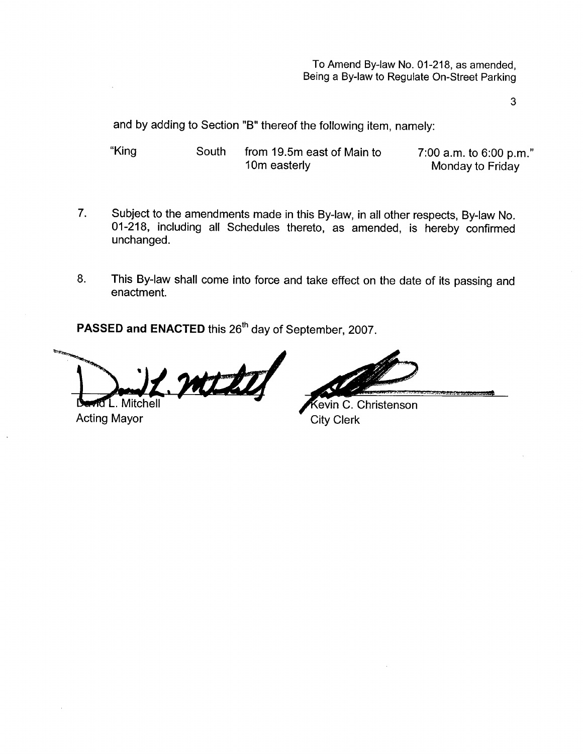and by adding to Section "B" thereof the following item, namely:

| | | | |
|---|---|---|---|
| "King | South | from 19.5m east of Main to 10m easterly | 7:00 a.m. to 6:00 p.m." Monday to Friday |

7. Subject to the amendments made in this By-law, in all other respects, By-law No. 01-218, including all Schedules thereto, as amended, is hereby confirmed unchanged.

8. This By-law shall come into force and take effect on the date of its passing and enactment.

**PASSED and ENACTED** this 26th day of September, 2007.

David L. Mitchell
Acting Mayor

Kevin C. Christenson
City Clerk